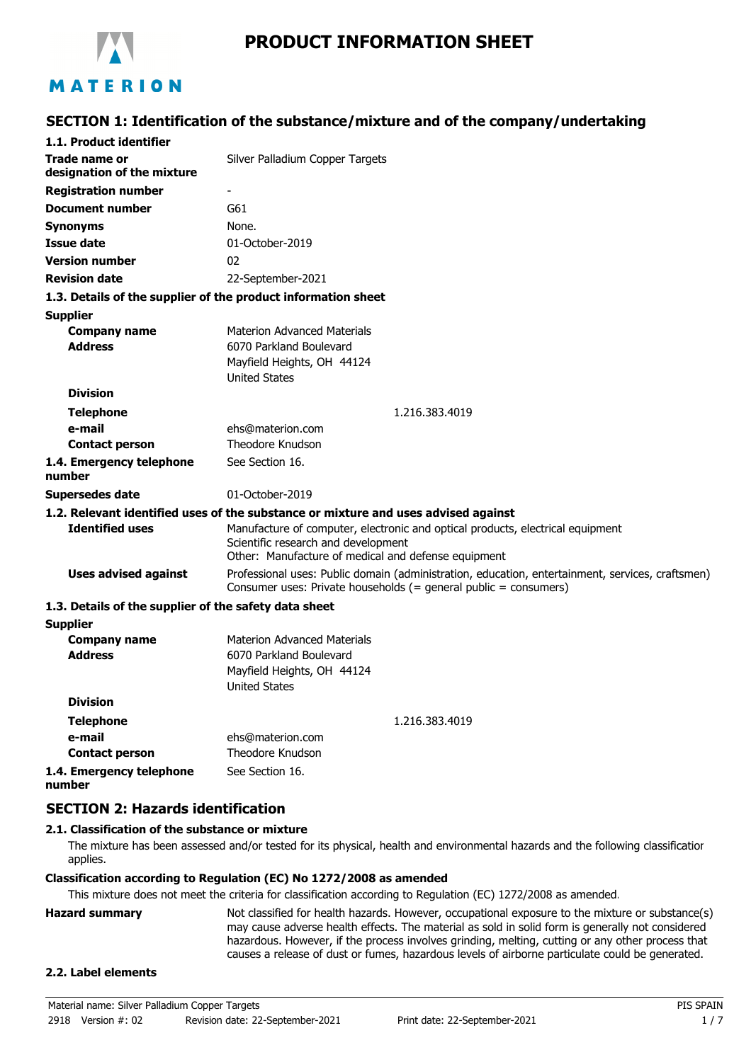# PRODUCT INFORMATION SHEET

## SECTION 1: Identification of the substance/mixture and of the company/undertaking

**1.1. Product identifier**

| | |
|---|---|
| **Trade name or designation of the mixture** | Silver Palladium Copper Targets |
| **Registration number** | - |
| **Document number** | G61 |
| **Synonyms** | None. |
| **Issue date** | 01-October-2019 |
| **Version number** | 02 |
| **Revision date** | 22-September-2021 |

**1.3. Details of the supplier of the product information sheet**

**Supplier**

| | |
|---|---|
| **Company name** | Materion Advanced Materials |
| **Address** | 6070 Parkland Boulevard<br>Mayfield Heights, OH 44124<br>United States |
| **Division** | |
| **Telephone** | 1.216.383.4019 |
| **e-mail** | ehs@materion.com |
| **Contact person** | Theodore Knudson |
| **1.4. Emergency telephone number** | See Section 16. |
| **Supersedes date** | 01-October-2019 |

**1.2. Relevant identified uses of the substance or mixture and uses advised against**

| | |
|---|---|
| **Identified uses** | Manufacture of computer, electronic and optical products, electrical equipment<br>Scientific research and development<br>Other: Manufacture of medical and defense equipment |
| **Uses advised against** | Professional uses: Public domain (administration, education, entertainment, services, craftsmen)<br>Consumer uses: Private households (= general public = consumers) |

**1.3. Details of the supplier of the safety data sheet**

**Supplier**

| | |
|---|---|
| **Company name** | Materion Advanced Materials |
| **Address** | 6070 Parkland Boulevard<br>Mayfield Heights, OH 44124<br>United States |
| **Division** | |
| **Telephone** | 1.216.383.4019 |
| **e-mail** | ehs@materion.com |
| **Contact person** | Theodore Knudson |
| **1.4. Emergency telephone number** | See Section 16. |

## SECTION 2: Hazards identification

**2.1. Classification of the substance or mixture**

The mixture has been assessed and/or tested for its physical, health and environmental hazards and the following classification applies.

**Classification according to Regulation (EC) No 1272/2008 as amended**

This mixture does not meet the criteria for classification according to Regulation (EC) 1272/2008 as amended.

**Hazard summary** Not classified for health hazards. However, occupational exposure to the mixture or substance(s) may cause adverse health effects. The material as sold in solid form is generally not considered hazardous. However, if the process involves grinding, melting, cutting or any other process that causes a release of dust or fumes, hazardous levels of airborne particulate could be generated.

**2.2. Label elements**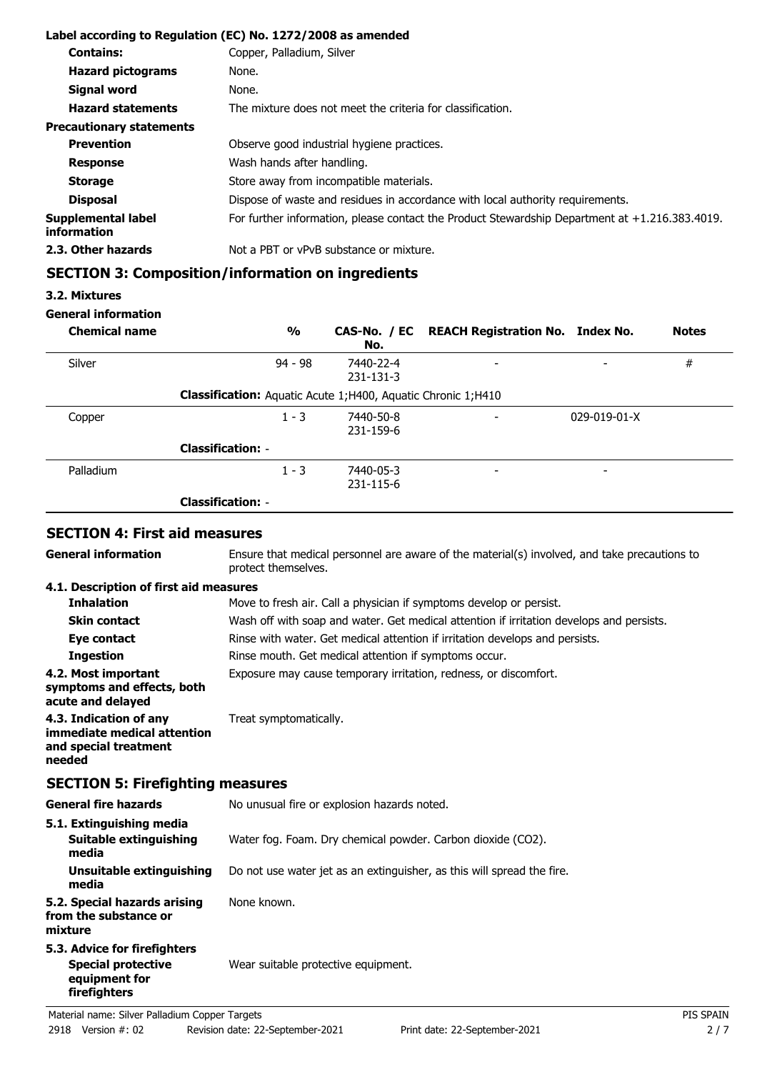### Label according to Regulation (EC) No. 1272/2008 as amended

| | |
|---|---|
| **Contains:** | Copper, Palladium, Silver |
| **Hazard pictograms** | None. |
| **Signal word** | None. |
| **Hazard statements** | The mixture does not meet the criteria for classification. |
| **Precautionary statements** | |
| **Prevention** | Observe good industrial hygiene practices. |
| **Response** | Wash hands after handling. |
| **Storage** | Store away from incompatible materials. |
| **Disposal** | Dispose of waste and residues in accordance with local authority requirements. |
| **Supplemental label information** | For further information, please contact the Product Stewardship Department at +1.216.383.4019. |

**2.3. Other hazards** Not a PBT or vPvB substance or mixture.

## SECTION 3: Composition/information on ingredients

### 3.2. Mixtures

**General information**

| Chemical name | % | CAS-No. / EC No. | REACH Registration No. | Index No. | Notes |
|---|---|---|---|---|---|
| Silver | 94 - 98 | 7440-22-4 231-131-3 | - | - | # |
| **Classification:** Aquatic Acute 1;H400, Aquatic Chronic 1;H410 | | | | | |
| Copper | 1 - 3 | 7440-50-8 231-159-6 | - | 029-019-01-X | |
| **Classification:** - | | | | | |
| Palladium | 1 - 3 | 7440-05-3 231-115-6 | - | - | |
| **Classification:** - | | | | | |

## SECTION 4: First aid measures

**General information** Ensure that medical personnel are aware of the material(s) involved, and take precautions to protect themselves.

### 4.1. Description of first aid measures

| | |
|---|---|
| **Inhalation** | Move to fresh air. Call a physician if symptoms develop or persist. |
| **Skin contact** | Wash off with soap and water. Get medical attention if irritation develops and persists. |
| **Eye contact** | Rinse with water. Get medical attention if irritation develops and persists. |
| **Ingestion** | Rinse mouth. Get medical attention if symptoms occur. |
| **4.2. Most important symptoms and effects, both acute and delayed** | Exposure may cause temporary irritation, redness, or discomfort. |
| **4.3. Indication of any immediate medical attention and special treatment needed** | Treat symptomatically. |

## SECTION 5: Firefighting measures

| | |
|---|---|
| **General fire hazards** | No unusual fire or explosion hazards noted. |
| **5.1. Extinguishing media** | |
| **Suitable extinguishing media** | Water fog. Foam. Dry chemical powder. Carbon dioxide ($CO_2$). |
| **Unsuitable extinguishing media** | Do not use water jet as an extinguisher, as this will spread the fire. |
| **5.2. Special hazards arising from the substance or mixture** | None known. |
| **5.3. Advice for firefighters** | |
| **Special protective equipment for firefighters** | Wear suitable protective equipment. |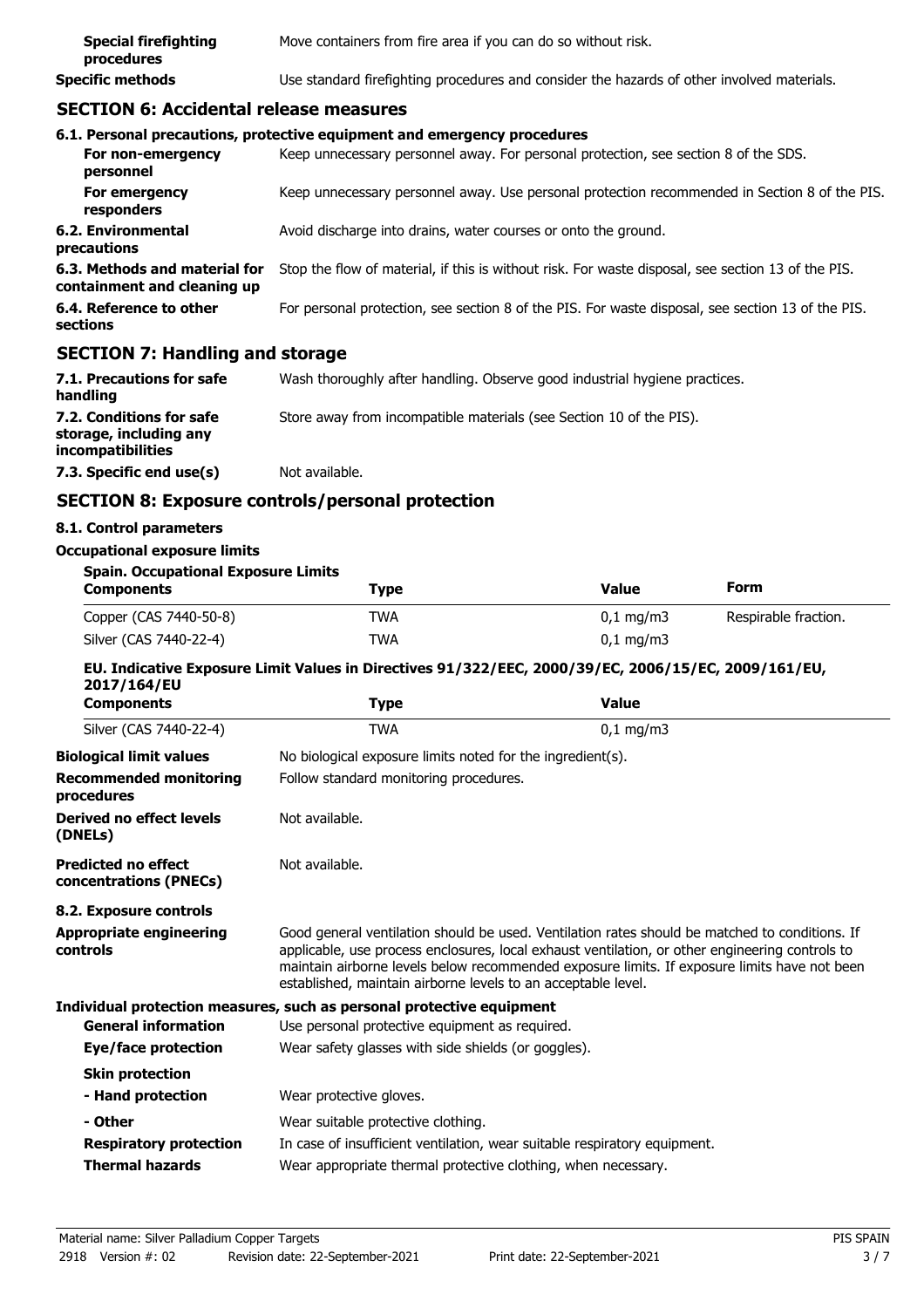| | |
|---|---|
| **Special firefighting procedures** | Move containers from fire area if you can do so without risk. |
| **Specific methods** | Use standard firefighting procedures and consider the hazards of other involved materials. |

## SECTION 6: Accidental release measures

### 6.1. Personal precautions, protective equipment and emergency procedures

| | |
|---|---|
| **For non-emergency personnel** | Keep unnecessary personnel away. For personal protection, see section 8 of the SDS. |
| **For emergency responders** | Keep unnecessary personnel away. Use personal protection recommended in Section 8 of the PIS. |
| **6.2. Environmental precautions** | Avoid discharge into drains, water courses or onto the ground. |
| **6.3. Methods and material for containment and cleaning up** | Stop the flow of material, if this is without risk. For waste disposal, see section 13 of the PIS. |
| **6.4. Reference to other sections** | For personal protection, see section 8 of the PIS. For waste disposal, see section 13 of the PIS. |

## SECTION 7: Handling and storage

| | |
|---|---|
| **7.1. Precautions for safe handling** | Wash thoroughly after handling. Observe good industrial hygiene practices. |
| **7.2. Conditions for safe storage, including any incompatibilities** | Store away from incompatible materials (see Section 10 of the PIS). |
| **7.3. Specific end use(s)** | Not available. |

## SECTION 8: Exposure controls/personal protection

### 8.1. Control parameters

**Occupational exposure limits**

**Spain. Occupational Exposure Limits**

| Components | Type | Value | Form |
|---|---|---|---|
| Copper (CAS 7440-50-8) | TWA | 0,1 mg/m3 | Respirable fraction. |
| Silver (CAS 7440-22-4) | TWA | 0,1 mg/m3 | |

**EU. Indicative Exposure Limit Values in Directives 91/322/EEC, 2000/39/EC, 2006/15/EC, 2009/161/EU, 2017/164/EU**

| Components | Type | Value |
|---|---|---|
| Silver (CAS 7440-22-4) | TWA | 0,1 mg/m3 |

| | |
|---|---|
| **Biological limit values** | No biological exposure limits noted for the ingredient(s). |
| **Recommended monitoring procedures** | Follow standard monitoring procedures. |
| **Derived no effect levels (DNELs)** | Not available. |
| **Predicted no effect concentrations (PNECs)** | Not available. |

### 8.2. Exposure controls

| | |
|---|---|
| **Appropriate engineering controls** | Good general ventilation should be used. Ventilation rates should be matched to conditions. If applicable, use process enclosures, local exhaust ventilation, or other engineering controls to maintain airborne levels below recommended exposure limits. If exposure limits have not been established, maintain airborne levels to an acceptable level. |

**Individual protection measures, such as personal protective equipment**

| | |
|---|---|
| **General information** | Use personal protective equipment as required. |
| **Eye/face protection** | Wear safety glasses with side shields (or goggles). |
| **Skin protection** | |
| **- Hand protection** | Wear protective gloves. |
| **- Other** | Wear suitable protective clothing. |
| **Respiratory protection** | In case of insufficient ventilation, wear suitable respiratory equipment. |
| **Thermal hazards** | Wear appropriate thermal protective clothing, when necessary. |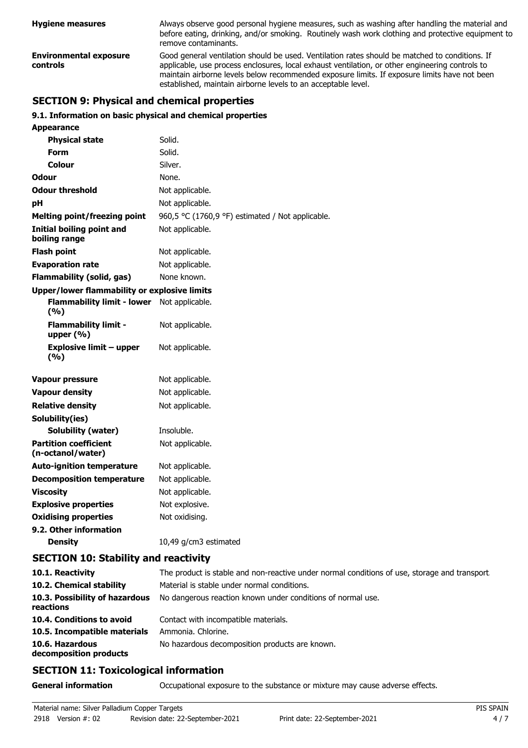| | |
|---|---|
| **Hygiene measures** | Always observe good personal hygiene measures, such as washing after handling the material and before eating, drinking, and/or smoking. Routinely wash work clothing and protective equipment to remove contaminants. |
| **Environmental exposure controls** | Good general ventilation should be used. Ventilation rates should be matched to conditions. If applicable, use process enclosures, local exhaust ventilation, or other engineering controls to maintain airborne levels below recommended exposure limits. If exposure limits have not been established, maintain airborne levels to an acceptable level. |

## SECTION 9: Physical and chemical properties

### 9.1. Information on basic physical and chemical properties

| | |
|---|---|
| **Appearance** | |
| **Physical state** | Solid. |
| **Form** | Solid. |
| **Colour** | Silver. |
| **Odour** | None. |
| **Odour threshold** | Not applicable. |
| **pH** | Not applicable. |
| **Melting point/freezing point** | 960,5 °C (1760,9 °F) estimated / Not applicable. |
| **Initial boiling point and boiling range** | Not applicable. |
| **Flash point** | Not applicable. |
| **Evaporation rate** | Not applicable. |
| **Flammability (solid, gas)** | None known. |
| **Upper/lower flammability or explosive limits** | |
| **Flammability limit - lower (%)** | Not applicable. |
| **Flammability limit - upper (%)** | Not applicable. |
| **Explosive limit – upper (%)** | Not applicable. |
| **Vapour pressure** | Not applicable. |
| **Vapour density** | Not applicable. |
| **Relative density** | Not applicable. |
| **Solubility(ies)** | |
| **Solubility (water)** | Insoluble. |
| **Partition coefficient (n-octanol/water)** | Not applicable. |
| **Auto-ignition temperature** | Not applicable. |
| **Decomposition temperature** | Not applicable. |
| **Viscosity** | Not applicable. |
| **Explosive properties** | Not explosive. |
| **Oxidising properties** | Not oxidising. |
| **9.2. Other information** | |
| **Density** | 10,49 g/cm3 estimated |

## SECTION 10: Stability and reactivity

| | |
|---|---|
| **10.1. Reactivity** | The product is stable and non-reactive under normal conditions of use, storage and transport. |
| **10.2. Chemical stability** | Material is stable under normal conditions. |
| **10.3. Possibility of hazardous reactions** | No dangerous reaction known under conditions of normal use. |
| **10.4. Conditions to avoid** | Contact with incompatible materials. |
| **10.5. Incompatible materials** | Ammonia. Chlorine. |
| **10.6. Hazardous decomposition products** | No hazardous decomposition products are known. |

## SECTION 11: Toxicological information

| | |
|---|---|
| **General information** | Occupational exposure to the substance or mixture may cause adverse effects. |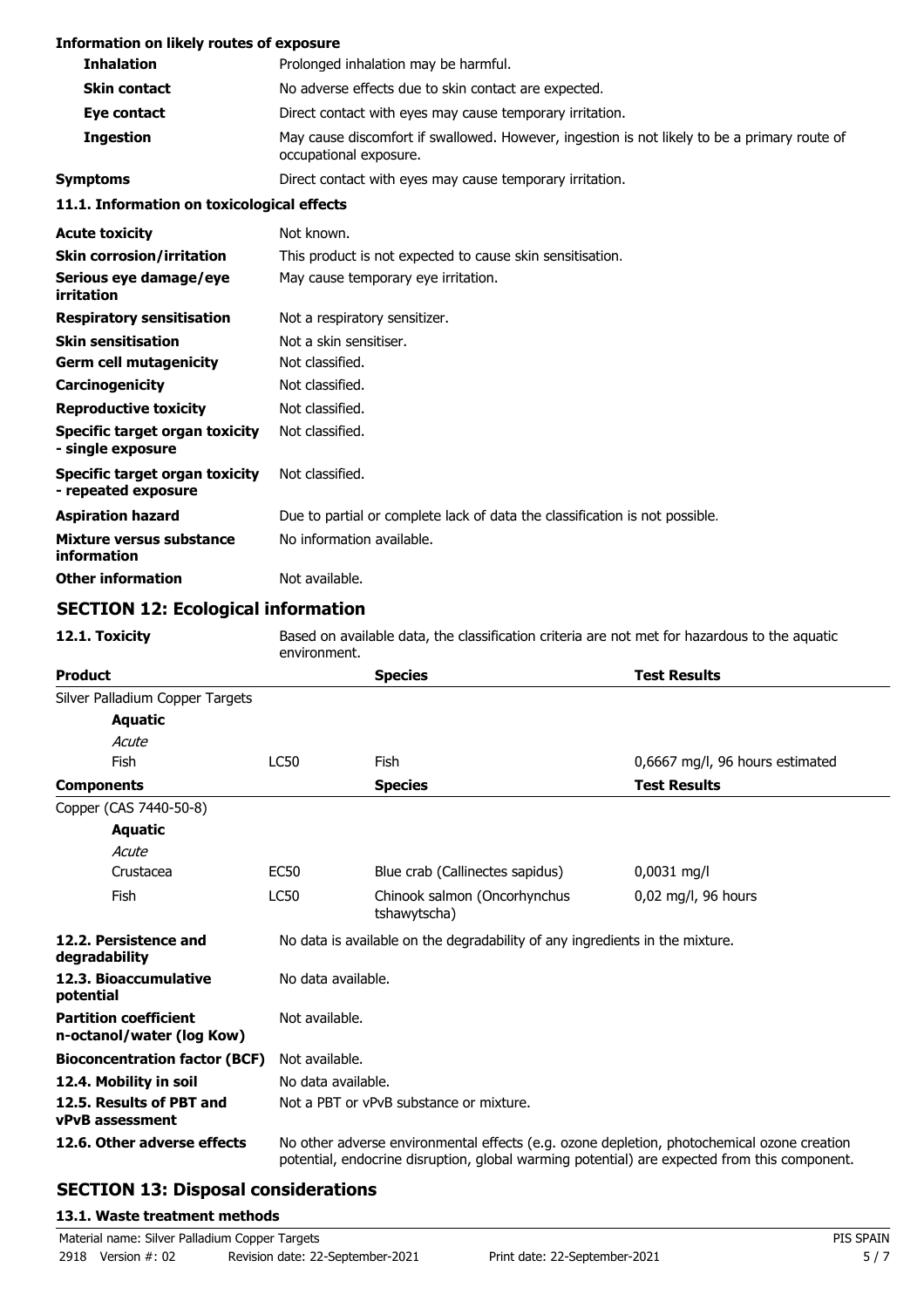**Information on likely routes of exposure**

| | |
|---|---|
| **Inhalation** | Prolonged inhalation may be harmful. |
| **Skin contact** | No adverse effects due to skin contact are expected. |
| **Eye contact** | Direct contact with eyes may cause temporary irritation. |
| **Ingestion** | May cause discomfort if swallowed. However, ingestion is not likely to be a primary route of occupational exposure. |
| **Symptoms** | Direct contact with eyes may cause temporary irritation. |

**11.1. Information on toxicological effects**

| | |
|---|---|
| **Acute toxicity** | Not known. |
| **Skin corrosion/irritation** | This product is not expected to cause skin sensitisation. |
| **Serious eye damage/eye irritation** | May cause temporary eye irritation. |
| **Respiratory sensitisation** | Not a respiratory sensitizer. |
| **Skin sensitisation** | Not a skin sensitiser. |
| **Germ cell mutagenicity** | Not classified. |
| **Carcinogenicity** | Not classified. |
| **Reproductive toxicity** | Not classified. |
| **Specific target organ toxicity - single exposure** | Not classified. |
| **Specific target organ toxicity - repeated exposure** | Not classified. |
| **Aspiration hazard** | Due to partial or complete lack of data the classification is not possible. |
| **Mixture versus substance information** | No information available. |
| **Other information** | Not available. |

## SECTION 12: Ecological information

**12.1. Toxicity** Based on available data, the classification criteria are not met for hazardous to the aquatic environment.

| **Product** | | **Species** | **Test Results** |
|---|---|---|---|
| Silver Palladium Copper Targets | | | |
| **Aquatic** | | | |
| *Acute* | | | |
| Fish | LC50 | Fish | 0,6667 mg/l, 96 hours estimated |

| **Components** | | **Species** | **Test Results** |
|---|---|---|---|
| Copper (CAS 7440-50-8) | | | |
| **Aquatic** | | | |
| *Acute* | | | |
| Crustacea | EC50 | Blue crab (Callinectes sapidus) | 0,0031 mg/l |
| Fish | LC50 | Chinook salmon (Oncorhynchus tshawytscha) | 0,02 mg/l, 96 hours |

| | |
|---|---|
| **12.2. Persistence and degradability** | No data is available on the degradability of any ingredients in the mixture. |
| **12.3. Bioaccumulative potential** | No data available. |
| **Partition coefficient n-octanol/water (log Kow)** | Not available. |
| **Bioconcentration factor (BCF)** | Not available. |
| **12.4. Mobility in soil** | No data available. |
| **12.5. Results of PBT and vPvB assessment** | Not a PBT or vPvB substance or mixture. |
| **12.6. Other adverse effects** | No other adverse environmental effects (e.g. ozone depletion, photochemical ozone creation potential, endocrine disruption, global warming potential) are expected from this component. |

## SECTION 13: Disposal considerations

**13.1. Waste treatment methods**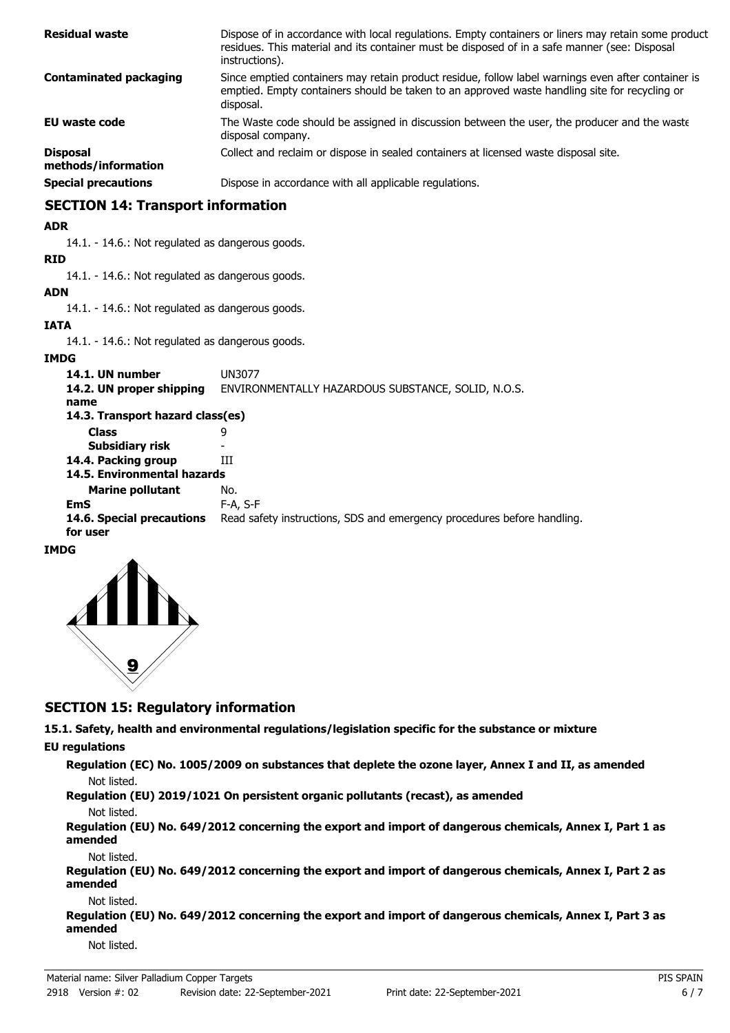| | |
|---|---|
| **Residual waste** | Dispose of in accordance with local regulations. Empty containers or liners may retain some product residues. This material and its container must be disposed of in a safe manner (see: Disposal instructions). |
| **Contaminated packaging** | Since emptied containers may retain product residue, follow label warnings even after container is emptied. Empty containers should be taken to an approved waste handling site for recycling or disposal. |
| **EU waste code** | The Waste code should be assigned in discussion between the user, the producer and the waste disposal company. |
| **Disposal methods/information** | Collect and reclaim or dispose in sealed containers at licensed waste disposal site. |
| **Special precautions** | Dispose in accordance with all applicable regulations. |

## SECTION 14: Transport information

**ADR**

14.1. - 14.6.: Not regulated as dangerous goods.

**RID**

14.1. - 14.6.: Not regulated as dangerous goods.

**ADN**

14.1. - 14.6.: Not regulated as dangerous goods.

**IATA**

14.1. - 14.6.: Not regulated as dangerous goods.

**IMDG**

| | |
|---|---|
| **14.1. UN number** | UN3077 |
| **14.2. UN proper shipping name** | ENVIRONMENTALLY HAZARDOUS SUBSTANCE, SOLID, N.O.S. |
| **14.3. Transport hazard class(es)** | |
| **Class** | 9 |
| **Subsidiary risk** | - |
| **14.4. Packing group** | III |
| **14.5. Environmental hazards** | |
| **Marine pollutant** | No. |
| **EmS** | F-A, S-F |
| **14.6. Special precautions for user** | Read safety instructions, SDS and emergency procedures before handling. |

**IMDG**

## SECTION 15: Regulatory information

**15.1. Safety, health and environmental regulations/legislation specific for the substance or mixture**

**EU regulations**

**Regulation (EC) No. 1005/2009 on substances that deplete the ozone layer, Annex I and II, as amended**

Not listed.

**Regulation (EU) 2019/1021 On persistent organic pollutants (recast), as amended**

Not listed.

**Regulation (EU) No. 649/2012 concerning the export and import of dangerous chemicals, Annex I, Part 1 as amended**

Not listed.

**Regulation (EU) No. 649/2012 concerning the export and import of dangerous chemicals, Annex I, Part 2 as amended**

Not listed.

**Regulation (EU) No. 649/2012 concerning the export and import of dangerous chemicals, Annex I, Part 3 as amended**

Not listed.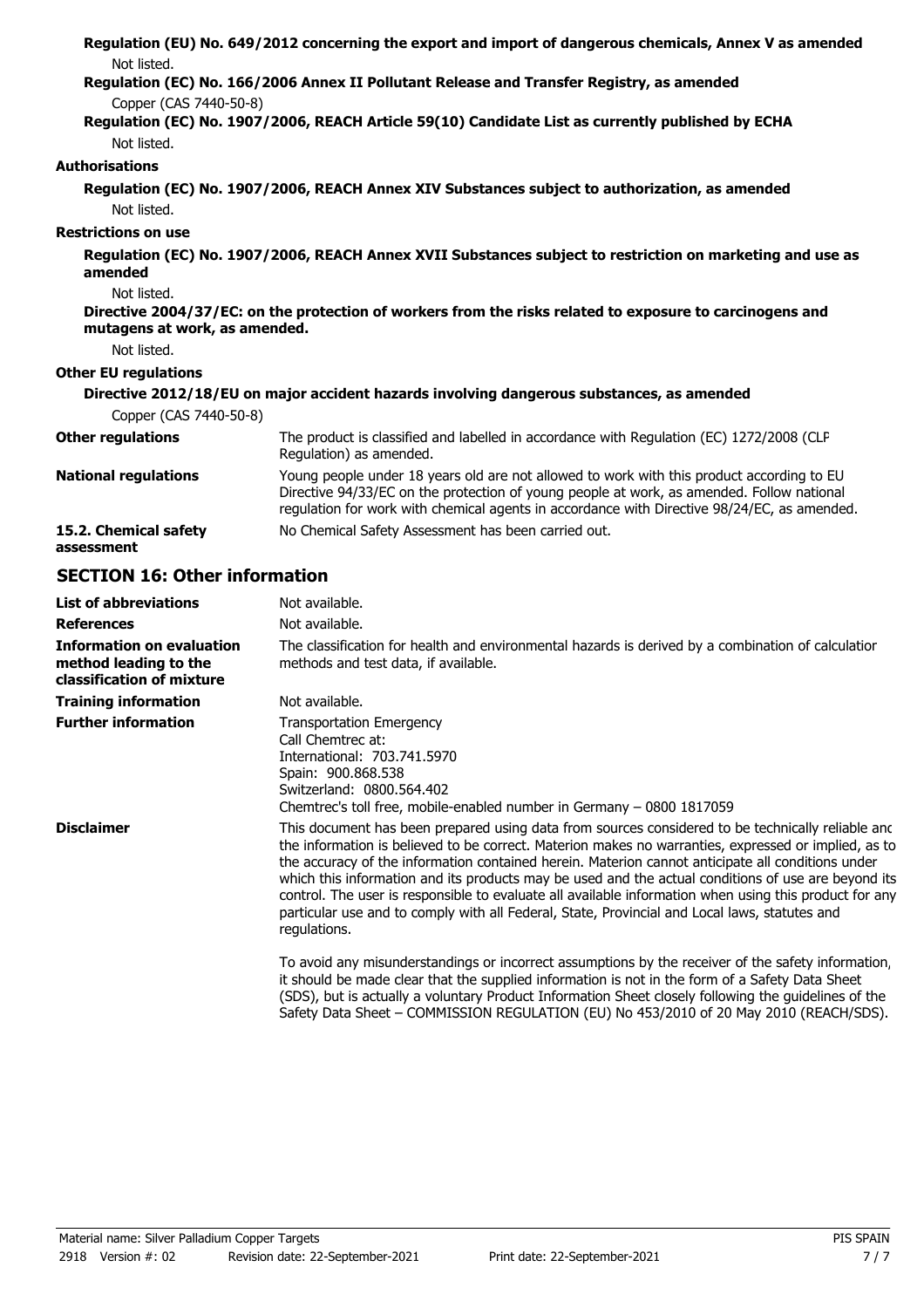**Regulation (EU) No. 649/2012 concerning the export and import of dangerous chemicals, Annex V as amended**

Not listed.

**Regulation (EC) No. 166/2006 Annex II Pollutant Release and Transfer Registry, as amended**

Copper (CAS 7440-50-8)

**Regulation (EC) No. 1907/2006, REACH Article 59(10) Candidate List as currently published by ECHA**

Not listed.

**Authorisations**

**Regulation (EC) No. 1907/2006, REACH Annex XIV Substances subject to authorization, as amended**

Not listed.

**Restrictions on use**

**Regulation (EC) No. 1907/2006, REACH Annex XVII Substances subject to restriction on marketing and use as amended**

Not listed.

**Directive 2004/37/EC: on the protection of workers from the risks related to exposure to carcinogens and mutagens at work, as amended.**

Not listed.

**Other EU regulations**

**Directive 2012/18/EU on major accident hazards involving dangerous substances, as amended**

Copper (CAS 7440-50-8)

| | |
|---|---|
| **Other regulations** | The product is classified and labelled in accordance with Regulation (EC) 1272/2008 (CLP Regulation) as amended. |
| **National regulations** | Young people under 18 years old are not allowed to work with this product according to EU Directive 94/33/EC on the protection of young people at work, as amended. Follow national regulation for work with chemical agents in accordance with Directive 98/24/EC, as amended. |
| **15.2. Chemical safety assessment** | No Chemical Safety Assessment has been carried out. |

## SECTION 16: Other information

| | |
|---|---|
| **List of abbreviations** | Not available. |
| **References** | Not available. |
| **Information on evaluation method leading to the classification of mixture** | The classification for health and environmental hazards is derived by a combination of calculation methods and test data, if available. |
| **Training information** | Not available. |
| **Further information** | Transportation Emergency<br>Call Chemtrec at:<br>International: 703.741.5970<br>Spain: 900.868.538<br>Switzerland: 0800.564.402<br>Chemtrec's toll free, mobile-enabled number in Germany – 0800 1817059 |
| **Disclaimer** | This document has been prepared using data from sources considered to be technically reliable and the information is believed to be correct. Materion makes no warranties, expressed or implied, as to the accuracy of the information contained herein. Materion cannot anticipate all conditions under which this information and its products may be used and the actual conditions of use are beyond its control. The user is responsible to evaluate all available information when using this product for any particular use and to comply with all Federal, State, Provincial and Local laws, statutes and regulations.<br><br>To avoid any misunderstandings or incorrect assumptions by the receiver of the safety information, it should be made clear that the supplied information is not in the form of a Safety Data Sheet (SDS), but is actually a voluntary Product Information Sheet closely following the guidelines of the Safety Data Sheet – COMMISSION REGULATION (EU) No 453/2010 of 20 May 2010 (REACH/SDS). |